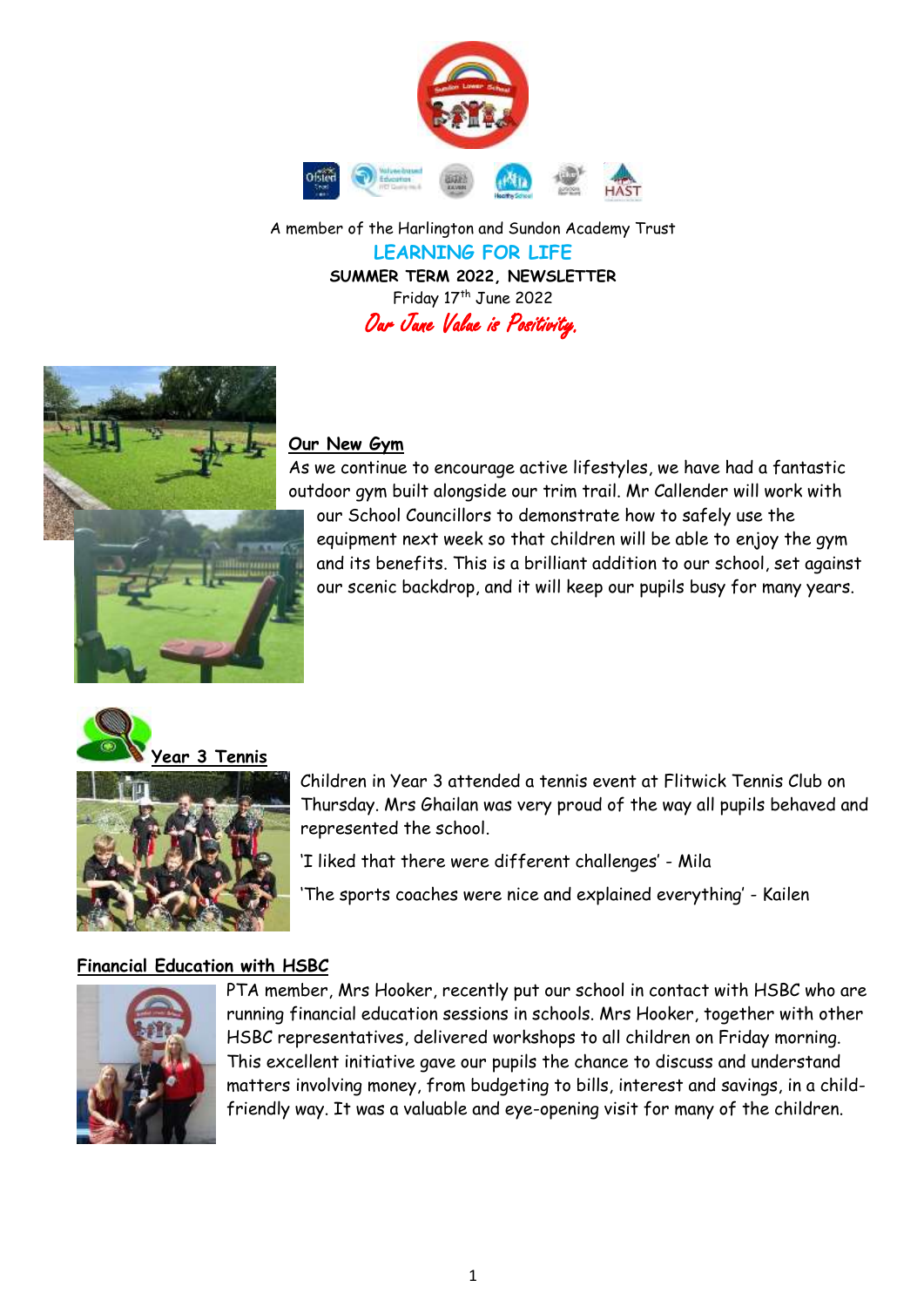A member of the Harlington and Sundon Academy Trust

**LEARNING FOR LIFE**

**SUMMER TERM 2022, NEWSLETTER**

Friday 17th June 2022

*Our June Value is Positivity.*

## Our New Gym

As we continue to encourage active lifestyles, we have had a fantastic outdoor gym built alongside our trim trail. Mr Callender will work with our School Councillors to demonstrate how to safely use the equipment next week so that children will be able to enjoy the gym and its benefits. This is a brilliant addition to our school, set against our scenic backdrop, and it will keep our pupils busy for many years.

## Year 3 Tennis

Children in Year 3 attended a tennis event at Flitwick Tennis Club on Thursday. Mrs Ghailan was very proud of the way all pupils behaved and represented the school.

'I liked that there were different challenges' - Mila

'The sports coaches were nice and explained everything' - Kailen

## Financial Education with HSBC

PTA member, Mrs Hooker, recently put our school in contact with HSBC who are running financial education sessions in schools. Mrs Hooker, together with other HSBC representatives, delivered workshops to all children on Friday morning. This excellent initiative gave our pupils the chance to discuss and understand matters involving money, from budgeting to bills, interest and savings, in a child-friendly way. It was a valuable and eye-opening visit for many of the children.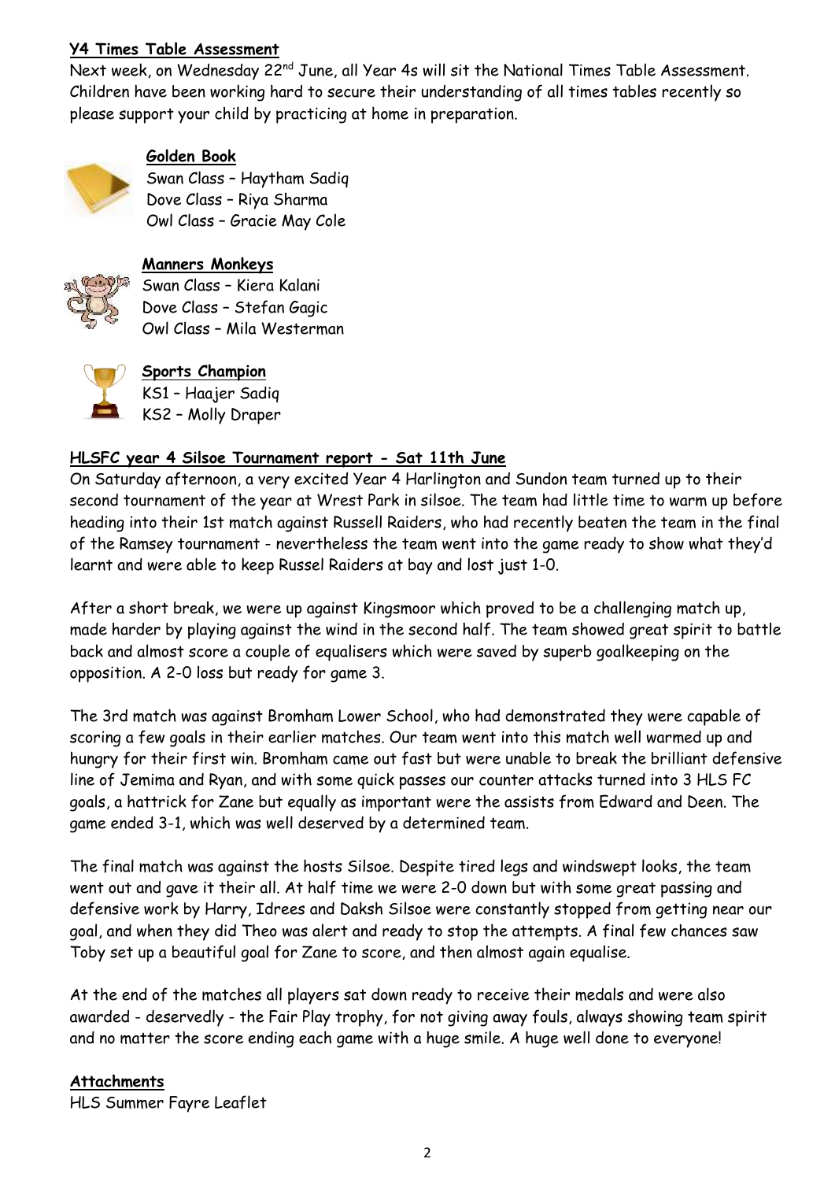**Y4 Times Table Assessment**

Next week, on Wednesday 22nd June, all Year 4s will sit the National Times Table Assessment. Children have been working hard to secure their understanding of all times tables recently so please support your child by practicing at home in preparation.

**Golden Book**

Swan Class – Haytham Sadiq
Dove Class – Riya Sharma
Owl Class – Gracie May Cole

**Manners Monkeys**

Swan Class – Kiera Kalani
Dove Class – Stefan Gagic
Owl Class – Mila Westerman

**Sports Champion**

KS1 – Haajer Sadiq
KS2 – Molly Draper

**HLSFC year 4 Silsoe Tournament report - Sat 11th June**

On Saturday afternoon, a very excited Year 4 Harlington and Sundon team turned up to their second tournament of the year at Wrest Park in silsoe. The team had little time to warm up before heading into their 1st match against Russell Raiders, who had recently beaten the team in the final of the Ramsey tournament - nevertheless the team went into the game ready to show what they'd learnt and were able to keep Russel Raiders at bay and lost just 1-0.

After a short break, we were up against Kingsmoor which proved to be a challenging match up, made harder by playing against the wind in the second half. The team showed great spirit to battle back and almost score a couple of equalisers which were saved by superb goalkeeping on the opposition. A 2-0 loss but ready for game 3.

The 3rd match was against Bromham Lower School, who had demonstrated they were capable of scoring a few goals in their earlier matches. Our team went into this match well warmed up and hungry for their first win. Bromham came out fast but were unable to break the brilliant defensive line of Jemima and Ryan, and with some quick passes our counter attacks turned into 3 HLS FC goals, a hattrick for Zane but equally as important were the assists from Edward and Deen. The game ended 3-1, which was well deserved by a determined team.

The final match was against the hosts Silsoe. Despite tired legs and windswept looks, the team went out and gave it their all. At half time we were 2-0 down but with some great passing and defensive work by Harry, Idrees and Daksh Silsoe were constantly stopped from getting near our goal, and when they did Theo was alert and ready to stop the attempts. A final few chances saw Toby set up a beautiful goal for Zane to score, and then almost again equalise.

At the end of the matches all players sat down ready to receive their medals and were also awarded - deservedly - the Fair Play trophy, for not giving away fouls, always showing team spirit and no matter the score ending each game with a huge smile. A huge well done to everyone!

**Attachments**

HLS Summer Fayre Leaflet